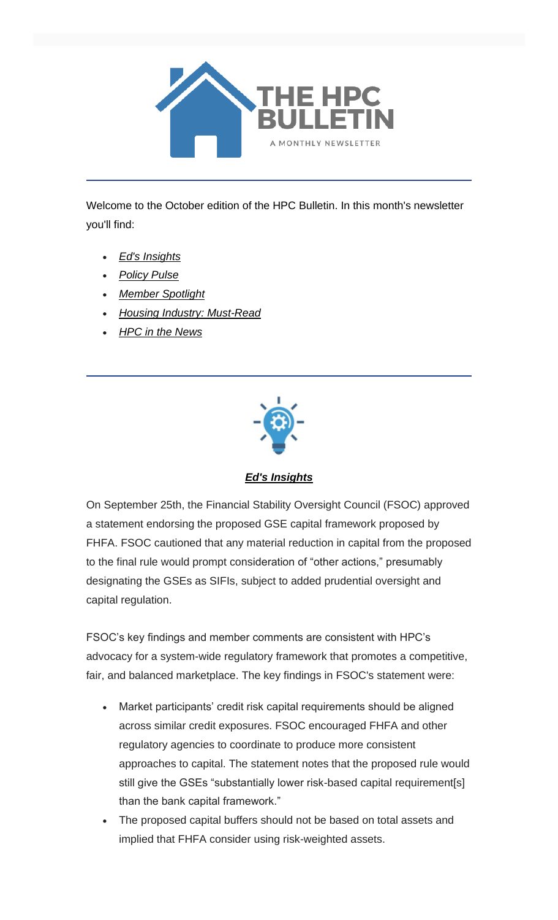# THE HPC BULLETIN

A MONTHLY NEWSLETTER

---

Welcome to the October edition of the HPC Bulletin. In this month's newsletter you'll find:

- *Ed's Insights*
- *Policy Pulse*
- *Member Spotlight*
- *Housing Industry: Must-Read*
- *HPC in the News*

---

## *Ed's Insights*

On September 25th, the Financial Stability Oversight Council (FSOC) approved a statement endorsing the proposed GSE capital framework proposed by FHFA. FSOC cautioned that any material reduction in capital from the proposed to the final rule would prompt consideration of "other actions," presumably designating the GSEs as SIFIs, subject to added prudential oversight and capital regulation.

FSOC's key findings and member comments are consistent with HPC's advocacy for a system-wide regulatory framework that promotes a competitive, fair, and balanced marketplace. The key findings in FSOC's statement were:

- Market participants' credit risk capital requirements should be aligned across similar credit exposures. FSOC encouraged FHFA and other regulatory agencies to coordinate to produce more consistent approaches to capital. The statement notes that the proposed rule would still give the GSEs "substantially lower risk-based capital requirement[s] than the bank capital framework."
- The proposed capital buffers should not be based on total assets and implied that FHFA consider using risk-weighted assets.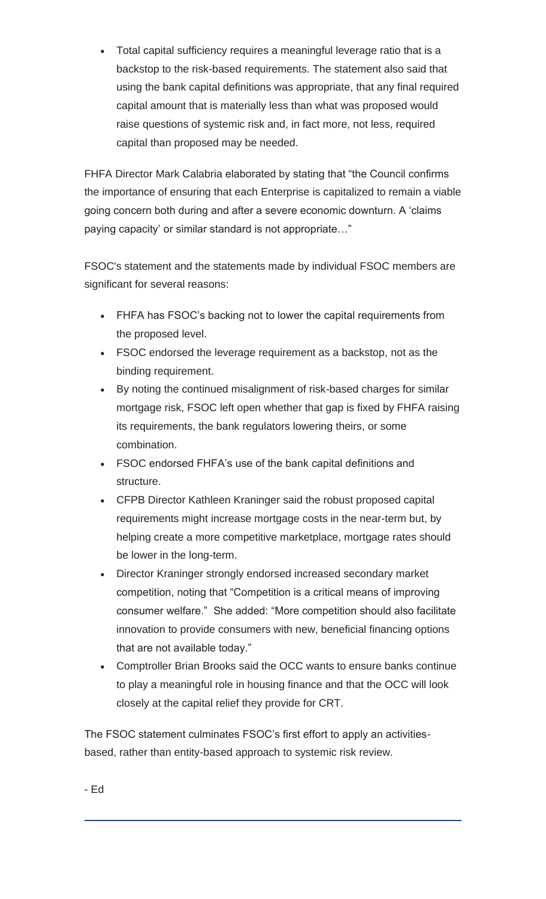- Total capital sufficiency requires a meaningful leverage ratio that is a backstop to the risk-based requirements. The statement also said that using the bank capital definitions was appropriate, that any final required capital amount that is materially less than what was proposed would raise questions of systemic risk and, in fact more, not less, required capital than proposed may be needed.

FHFA Director Mark Calabria elaborated by stating that "the Council confirms the importance of ensuring that each Enterprise is capitalized to remain a viable going concern both during and after a severe economic downturn. A 'claims paying capacity' or similar standard is not appropriate…"

FSOC's statement and the statements made by individual FSOC members are significant for several reasons:

- FHFA has FSOC's backing not to lower the capital requirements from the proposed level.
- FSOC endorsed the leverage requirement as a backstop, not as the binding requirement.
- By noting the continued misalignment of risk-based charges for similar mortgage risk, FSOC left open whether that gap is fixed by FHFA raising its requirements, the bank regulators lowering theirs, or some combination.
- FSOC endorsed FHFA's use of the bank capital definitions and structure.
- CFPB Director Kathleen Kraninger said the robust proposed capital requirements might increase mortgage costs in the near-term but, by helping create a more competitive marketplace, mortgage rates should be lower in the long-term.
- Director Kraninger strongly endorsed increased secondary market competition, noting that "Competition is a critical means of improving consumer welfare." She added: "More competition should also facilitate innovation to provide consumers with new, beneficial financing options that are not available today."
- Comptroller Brian Brooks said the OCC wants to ensure banks continue to play a meaningful role in housing finance and that the OCC will look closely at the capital relief they provide for CRT.

The FSOC statement culminates FSOC's first effort to apply an activities-based, rather than entity-based approach to systemic risk review.

- Ed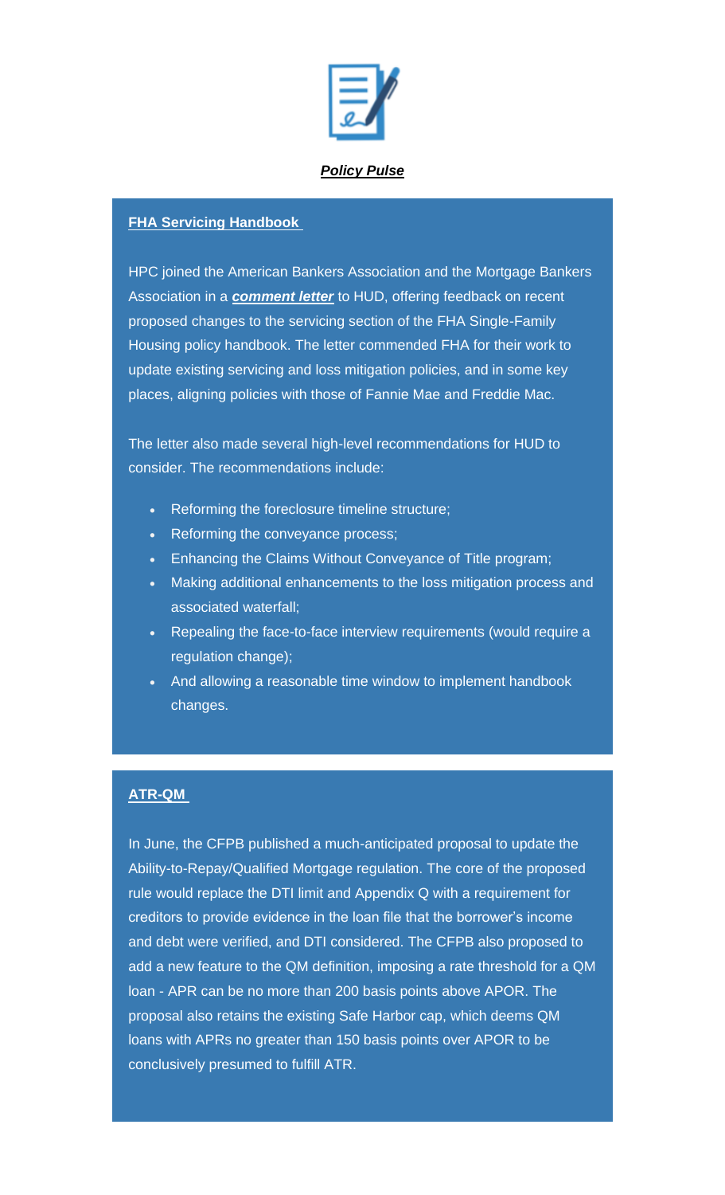***Policy Pulse***

**FHA Servicing Handbook**

HPC joined the American Bankers Association and the Mortgage Bankers Association in a ***comment letter*** to HUD, offering feedback on recent proposed changes to the servicing section of the FHA Single-Family Housing policy handbook. The letter commended FHA for their work to update existing servicing and loss mitigation policies, and in some key places, aligning policies with those of Fannie Mae and Freddie Mac.

The letter also made several high-level recommendations for HUD to consider. The recommendations include:

- Reforming the foreclosure timeline structure;
- Reforming the conveyance process;
- Enhancing the Claims Without Conveyance of Title program;
- Making additional enhancements to the loss mitigation process and associated waterfall;
- Repealing the face-to-face interview requirements (would require a regulation change);
- And allowing a reasonable time window to implement handbook changes.

**ATR-QM**

In June, the CFPB published a much-anticipated proposal to update the Ability-to-Repay/Qualified Mortgage regulation. The core of the proposed rule would replace the DTI limit and Appendix Q with a requirement for creditors to provide evidence in the loan file that the borrower's income and debt were verified, and DTI considered. The CFPB also proposed to add a new feature to the QM definition, imposing a rate threshold for a QM loan - APR can be no more than 200 basis points above APOR. The proposal also retains the existing Safe Harbor cap, which deems QM loans with APRs no greater than 150 basis points over APOR to be conclusively presumed to fulfill ATR.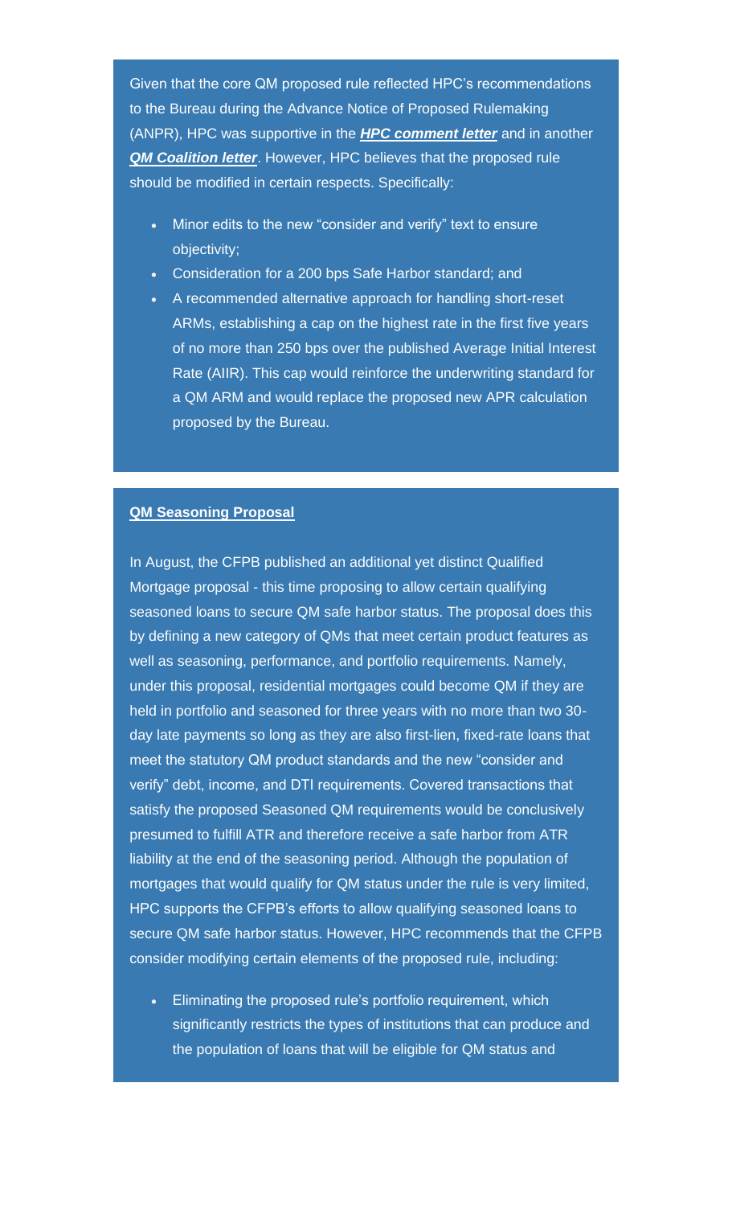Given that the core QM proposed rule reflected HPC's recommendations to the Bureau during the Advance Notice of Proposed Rulemaking (ANPR), HPC was supportive in the ***HPC comment letter*** and in another ***QM Coalition letter***. However, HPC believes that the proposed rule should be modified in certain respects. Specifically:

- Minor edits to the new "consider and verify" text to ensure objectivity;
- Consideration for a 200 bps Safe Harbor standard; and
- A recommended alternative approach for handling short-reset ARMs, establishing a cap on the highest rate in the first five years of no more than 250 bps over the published Average Initial Interest Rate (AIIR). This cap would reinforce the underwriting standard for a QM ARM and would replace the proposed new APR calculation proposed by the Bureau.

**QM Seasoning Proposal**

In August, the CFPB published an additional yet distinct Qualified Mortgage proposal - this time proposing to allow certain qualifying seasoned loans to secure QM safe harbor status. The proposal does this by defining a new category of QMs that meet certain product features as well as seasoning, performance, and portfolio requirements. Namely, under this proposal, residential mortgages could become QM if they are held in portfolio and seasoned for three years with no more than two 30-day late payments so long as they are also first-lien, fixed-rate loans that meet the statutory QM product standards and the new "consider and verify" debt, income, and DTI requirements. Covered transactions that satisfy the proposed Seasoned QM requirements would be conclusively presumed to fulfill ATR and therefore receive a safe harbor from ATR liability at the end of the seasoning period. Although the population of mortgages that would qualify for QM status under the rule is very limited, HPC supports the CFPB's efforts to allow qualifying seasoned loans to secure QM safe harbor status. However, HPC recommends that the CFPB consider modifying certain elements of the proposed rule, including:

- Eliminating the proposed rule's portfolio requirement, which significantly restricts the types of institutions that can produce and the population of loans that will be eligible for QM status and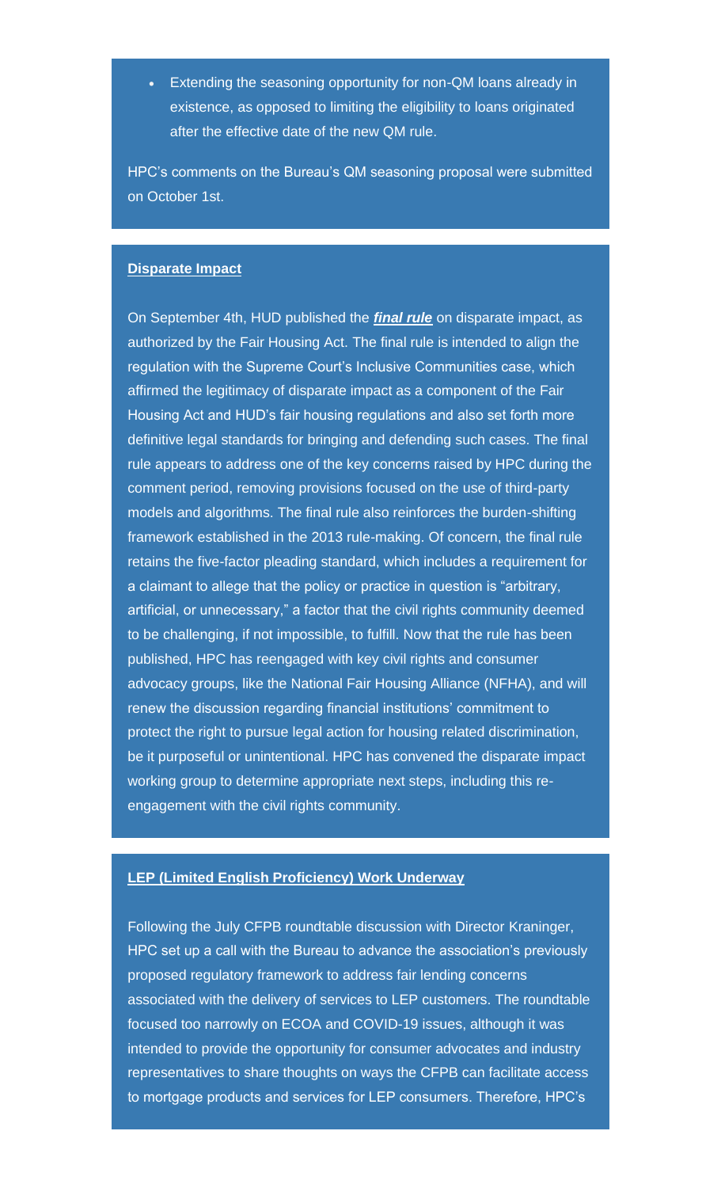- Extending the seasoning opportunity for non-QM loans already in existence, as opposed to limiting the eligibility to loans originated after the effective date of the new QM rule.

HPC's comments on the Bureau's QM seasoning proposal were submitted on October 1st.

**Disparate Impact**

On September 4th, HUD published the ***final rule*** on disparate impact, as authorized by the Fair Housing Act. The final rule is intended to align the regulation with the Supreme Court's Inclusive Communities case, which affirmed the legitimacy of disparate impact as a component of the Fair Housing Act and HUD's fair housing regulations and also set forth more definitive legal standards for bringing and defending such cases. The final rule appears to address one of the key concerns raised by HPC during the comment period, removing provisions focused on the use of third-party models and algorithms. The final rule also reinforces the burden-shifting framework established in the 2013 rule-making. Of concern, the final rule retains the five-factor pleading standard, which includes a requirement for a claimant to allege that the policy or practice in question is "arbitrary, artificial, or unnecessary," a factor that the civil rights community deemed to be challenging, if not impossible, to fulfill. Now that the rule has been published, HPC has reengaged with key civil rights and consumer advocacy groups, like the National Fair Housing Alliance (NFHA), and will renew the discussion regarding financial institutions' commitment to protect the right to pursue legal action for housing related discrimination, be it purposeful or unintentional. HPC has convened the disparate impact working group to determine appropriate next steps, including this re-engagement with the civil rights community.

**LEP (Limited English Proficiency) Work Underway**

Following the July CFPB roundtable discussion with Director Kraninger, HPC set up a call with the Bureau to advance the association's previously proposed regulatory framework to address fair lending concerns associated with the delivery of services to LEP customers. The roundtable focused too narrowly on ECOA and COVID-19 issues, although it was intended to provide the opportunity for consumer advocates and industry representatives to share thoughts on ways the CFPB can facilitate access to mortgage products and services for LEP consumers. Therefore, HPC's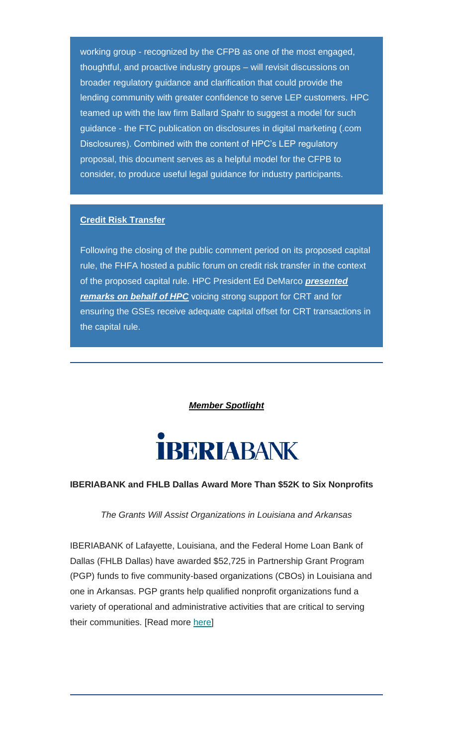working group - recognized by the CFPB as one of the most engaged, thoughtful, and proactive industry groups – will revisit discussions on broader regulatory guidance and clarification that could provide the lending community with greater confidence to serve LEP customers. HPC teamed up with the law firm Ballard Spahr to suggest a model for such guidance - the FTC publication on disclosures in digital marketing (.com Disclosures). Combined with the content of HPC's LEP regulatory proposal, this document serves as a helpful model for the CFPB to consider, to produce useful legal guidance for industry participants.

**Credit Risk Transfer**

Following the closing of the public comment period on its proposed capital rule, the FHFA hosted a public forum on credit risk transfer in the context of the proposed capital rule. HPC President Ed DeMarco ***presented remarks on behalf of HPC*** voicing strong support for CRT and for ensuring the GSEs receive adequate capital offset for CRT transactions in the capital rule.

---

***Member Spotlight***

IBERIABANK

**IBERIABANK and FHLB Dallas Award More Than $52K to Six Nonprofits**

*The Grants Will Assist Organizations in Louisiana and Arkansas*

IBERIABANK of Lafayette, Louisiana, and the Federal Home Loan Bank of Dallas (FHLB Dallas) have awarded $52,725 in Partnership Grant Program (PGP) funds to five community-based organizations (CBOs) in Louisiana and one in Arkansas. PGP grants help qualified nonprofit organizations fund a variety of operational and administrative activities that are critical to serving their communities. [Read more here]

---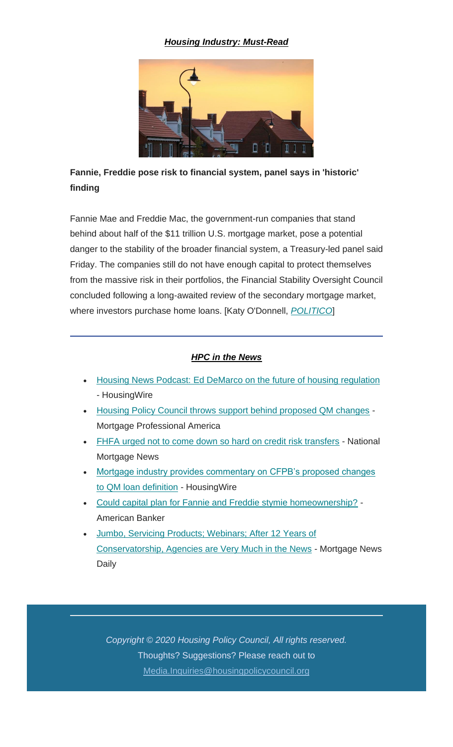***Housing Industry: Must-Read***

**Fannie, Freddie pose risk to financial system, panel says in 'historic' finding**

Fannie Mae and Freddie Mac, the government-run companies that stand behind about half of the $11 trillion U.S. mortgage market, pose a potential danger to the stability of the broader financial system, a Treasury-led panel said Friday. The companies still do not have enough capital to protect themselves from the massive risk in their portfolios, the Financial Stability Oversight Council concluded following a long-awaited review of the secondary mortgage market, where investors purchase home loans. [Katy O'Donnell, *POLITICO*]

---

***HPC in the News***

- Housing News Podcast: Ed DeMarco on the future of housing regulation - HousingWire
- Housing Policy Council throws support behind proposed QM changes - Mortgage Professional America
- FHFA urged not to come down so hard on credit risk transfers - National Mortgage News
- Mortgage industry provides commentary on CFPB's proposed changes to QM loan definition - HousingWire
- Could capital plan for Fannie and Freddie stymie homeownership? - American Banker
- Jumbo, Servicing Products; Webinars; After 12 Years of Conservatorship, Agencies are Very Much in the News - Mortgage News Daily

---

*Copyright © 2020 Housing Policy Council, All rights reserved.*

Thoughts? Suggestions? Please reach out to Media.Inquiries@housingpolicycouncil.org